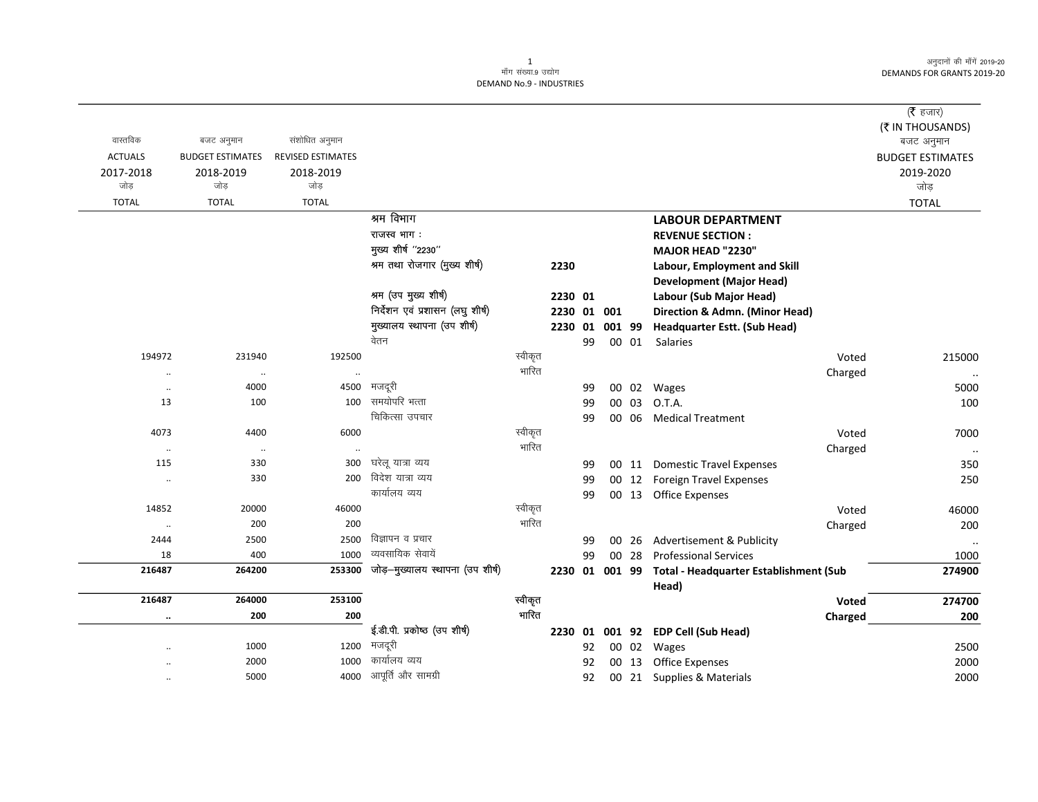माँग संख्या.9 उद्योग
DEMAND No.9 - INDUSTRIES

अनुदानों की माँगें 2019-20
DEMANDS FOR GRANTS 2019-20

(₹ हजार)
(₹ IN THOUSANDS)

| वास्तविक ACTUALS 2017-2018 जोड़ TOTAL | बजट अनुमान BUDGET ESTIMATES 2018-2019 जोड़ TOTAL | संशोधित अनुमान REVISED ESTIMATES 2018-2019 जोड़ TOTAL | | | | | बजट अनुमान BUDGET ESTIMATES 2019-2020 जोड़ TOTAL |
|---|---|---|---|---|---|---|---|
| | | | श्रम विभाग | | | **LABOUR DEPARTMENT** | |
| | | | राजस्व भाग : | | | **REVENUE SECTION :** | |
| | | | मुख्य शीर्ष "2230" | | | **MAJOR HEAD "2230"** | |
| | | | श्रम तथा रोजगार (मुख्य शीर्ष) | | 2230 | **Labour, Employment and Skill Development (Major Head)** | |
| | | | श्रम (उप मुख्य शीर्ष) | | 2230 01 | **Labour (Sub Major Head)** | |
| | | | निर्देशन एवं प्रशासन (लघु शीर्ष) | | 2230 01 001 | **Direction & Admn. (Minor Head)** | |
| | | | मुख्यालय स्थापना (उप शीर्ष) | | 2230 01 001 99 | **Headquarter Estt. (Sub Head)** | |
| | | | वेतन | | 99 00 01 | Salaries | |
| 194972 | 231940 | 192500 | | स्वीकृत | | Voted | 215000 |
| .. | .. | .. | | भारित | | Charged | .. |
| .. | 4000 | 4500 | मजदूरी | | 99 00 02 | Wages | 5000 |
| 13 | 100 | 100 | समयोपरि भत्ता | | 99 00 03 | O.T.A. | 100 |
| | | | चिकित्सा उपचार | | 99 00 06 | Medical Treatment | |
| 4073 | 4400 | 6000 | | स्वीकृत | | Voted | 7000 |
| .. | .. | .. | | भारित | | Charged | .. |
| 115 | 330 | 300 | घरेलू यात्रा व्यय | | 99 00 11 | Domestic Travel Expenses | 350 |
| .. | 330 | 200 | विदेश यात्रा व्यय | | 99 00 12 | Foreign Travel Expenses | 250 |
| | | | कार्यालय व्यय | | 99 00 13 | Office Expenses | |
| 14852 | 20000 | 46000 | | स्वीकृत | | Voted | 46000 |
| .. | 200 | 200 | | भारित | | Charged | 200 |
| 2444 | 2500 | 2500 | विज्ञापन व प्रचार | | 99 00 26 | Advertisement & Publicity | .. |
| 18 | 400 | 1000 | व्यवसायिक सेवायें | | 99 00 28 | Professional Services | 1000 |
| **216487** | **264200** | **253300** | जोड़–मुख्यालय स्थापना (उप शीर्ष) | | 2230 01 001 99 | **Total - Headquarter Establishment (Sub Head)** | **274900** |
| **216487** | **264000** | **253100** | | स्वीकृत | | **Voted** | **274700** |
| **..** | **200** | **200** | | भारित | | **Charged** | **200** |
| | | | ई.डी.पी. प्रकोष्ठ (उप शीर्ष) | | 2230 01 001 92 | **EDP Cell (Sub Head)** | |
| .. | 1000 | 1200 | मजदूरी | | 92 00 02 | Wages | 2500 |
| .. | 2000 | 1000 | कार्यालय व्यय | | 92 00 13 | Office Expenses | 2000 |
| .. | 5000 | 4000 | आपूर्ति और सामग्री | | 92 00 21 | Supplies & Materials | 2000 |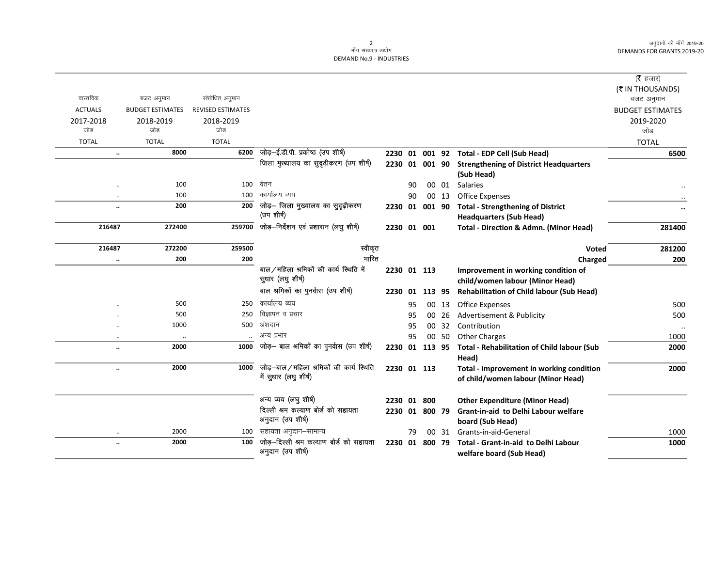माँग संख्या.9 उद्योग
DEMAND No.9 - INDUSTRIES

| वास्तविक ACTUALS 2017-2018 जोड़ TOTAL | बजट अनुमान BUDGET ESTIMATES 2018-2019 जोड़ TOTAL | संशोधित अनुमान REVISED ESTIMATES 2018-2019 जोड़ TOTAL | | | | | | | (₹ हजार) (₹ IN THOUSANDS) बजट अनुमान BUDGET ESTIMATES 2019-2020 जोड़ TOTAL |
|---|---|---|---|---|---|---|---|---|---|
| .. | 8000 | 6200 | जोड़–ई.डी.पी. प्रकोष्ठ (उप शीर्ष) | 2230 | 01 | 001 | 92 | **Total - EDP Cell (Sub Head)** | 6500 |
| | | | जिला मुख्यालय का सुदृढ़ीकरण (उप शीर्ष) | 2230 | 01 | 001 | 90 | **Strengthening of District Headquarters (Sub Head)** | |
| .. | 100 | 100 | वेतन | | 90 | 00 | 01 | Salaries | .. |
| .. | 100 | 100 | कार्यालय व्यय | | 90 | 00 | 13 | Office Expenses | .. |
| .. | 200 | 200 | जोड़– जिला मुख्यालय का सुदृढ़ीकरण (उप शीर्ष) | 2230 | 01 | 001 | 90 | **Total - Strengthening of District Headquarters (Sub Head)** | .. |
| 216487 | 272400 | 259700 | जोड़–निर्देशन एवं प्रशासन (लघु शीर्ष) | 2230 | 01 | 001 | | **Total - Direction & Admn. (Minor Head)** | 281400 |
| 216487 | 272200 | 259500 | स्वीकृत | | | | | **Voted** | 281200 |
| .. | 200 | 200 | भारित | | | | | **Charged** | 200 |
| | | | बाल/महिला श्रमिकों की कार्य स्थिति में सुधार (लघु शीर्ष) | 2230 | 01 | 113 | | **Improvement in working condition of child/women labour (Minor Head)** | |
| | | | बाल श्रमिकों का पुनर्वास (उप शीर्ष) | 2230 | 01 | 113 | 95 | **Rehabilitation of Child labour (Sub Head)** | |
| .. | 500 | 250 | कार्यालय व्यय | | 95 | 00 | 13 | Office Expenses | 500 |
| .. | 500 | 250 | विज्ञापन व प्रचार | | 95 | 00 | 26 | Advertisement & Publicity | 500 |
| .. | 1000 | 500 | अंशदान | | 95 | 00 | 32 | Contribution | .. |
| .. | .. | .. | अन्य प्रभार | | 95 | 00 | 50 | Other Charges | 1000 |
| .. | 2000 | 1000 | जोड़– बाल श्रमिकों का पुनर्वास (उप शीर्ष) | 2230 | 01 | 113 | 95 | **Total - Rehabilitation of Child labour (Sub Head)** | 2000 |
| .. | 2000 | 1000 | जोड़–बाल/महिला श्रमिकों की कार्य स्थिति में सुधार (लघु शीर्ष) | 2230 | 01 | 113 | | **Total - Improvement in working condition of child/women labour (Minor Head)** | 2000 |
| | | | अन्य व्यय (लघु शीर्ष) | 2230 | 01 | 800 | | **Other Expenditure (Minor Head)** | |
| | | | दिल्ली श्रम कल्याण बोर्ड को सहायता अनुदान (उप शीर्ष) | 2230 | 01 | 800 | 79 | **Grant-in-aid to Delhi Labour welfare board (Sub Head)** | |
| .. | 2000 | 100 | सहायता अनुदान–सामान्य | | 79 | 00 | 31 | Grants-in-aid-General | 1000 |
| .. | 2000 | 100 | जोड़–दिल्ली श्रम कल्याण बोर्ड को सहायता अनुदान (उप शीर्ष) | 2230 | 01 | 800 | 79 | **Total - Grant-in-aid to Delhi Labour welfare board (Sub Head)** | 1000 |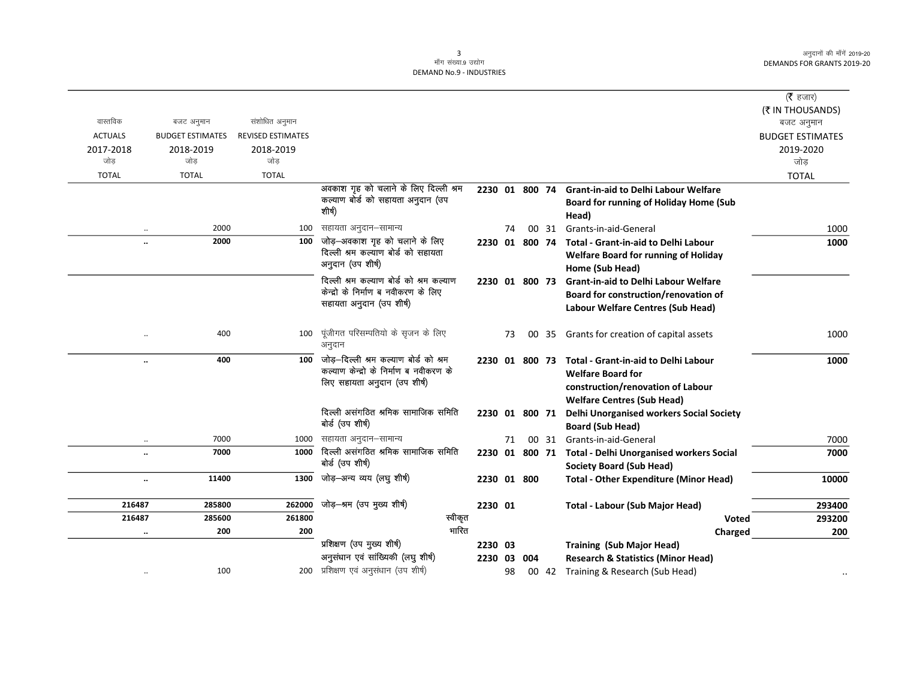मॉंग संख्या.9 उद्योग
DEMAND No.9 - INDUSTRIES

अनुदानों की माँगें 2019-20
DEMANDS FOR GRANTS 2019-20

| वास्तविक ACTUALS 2017-2018 जोड़ TOTAL | बजट अनुमान BUDGET ESTIMATES 2018-2019 जोड़ TOTAL | संशोधित अनुमान REVISED ESTIMATES 2018-2019 जोड़ TOTAL | | | | | | | (₹ हजार) (₹ IN THOUSANDS) बजट अनुमान BUDGET ESTIMATES 2019-2020 जोड़ TOTAL |
|---|---|---|---|---|---|---|---|---|---|
| | | | अवकाश गृह को चलाने के लिए दिल्ली श्रम कल्याण बोर्ड को सहायता अनुदान (उप शीर्ष) | 2230 | 01 | 800 | 74 | **Grant-in-aid to Delhi Labour Welfare Board for running of Holiday Home (Sub Head)** | |
| .. | 2000 | 100 | सहायता अनुदान–सामान्य | | 74 | 00 | 31 | Grants-in-aid-General | 1000 |
| **..** | **2000** | **100** | जोड़–अवकाश गृह को चलाने के लिए दिल्ली श्रम कल्याण बोर्ड को सहायता अनुदान (उप शीर्ष) | **2230** | **01** | **800** | **74** | **Total - Grant-in-aid to Delhi Labour Welfare Board for running of Holiday Home (Sub Head)** | **1000** |
| | | | दिल्ली श्रम कल्याण बोर्ड को श्रम कल्याण केन्द्रो के निर्माण ब नवीकरण के लिए सहायता अनुदान (उप शीर्ष) | 2230 | 01 | 800 | 73 | **Grant-in-aid to Delhi Labour Welfare Board for construction/renovation of Labour Welfare Centres (Sub Head)** | |
| .. | 400 | 100 | पूंजीगत परिसम्पतियो के सृजन के लिए अनुदान | | 73 | 00 | 35 | Grants for creation of capital assets | 1000 |
| **..** | **400** | **100** | जोड़–दिल्ली श्रम कल्याण बोर्ड को श्रम कल्याण केन्द्रो के निर्माण ब नवीकरण के लिए सहायता अनुदान (उप शीर्ष) | **2230** | **01** | **800** | **73** | **Total - Grant-in-aid to Delhi Labour Welfare Board for construction/renovation of Labour Welfare Centres (Sub Head)** | **1000** |
| | | | दिल्ली असंगठित श्रमिक सामाजिक समिति बोर्ड (उप शीर्ष) | 2230 | 01 | 800 | 71 | **Delhi Unorganised workers Social Society Board (Sub Head)** | |
| .. | 7000 | 1000 | सहायता अनुदान–सामान्य | | 71 | 00 | 31 | Grants-in-aid-General | 7000 |
| **..** | **7000** | **1000** | दिल्ली असंगठित श्रमिक सामाजिक समिति बोर्ड (उप शीर्ष) | **2230** | **01** | **800** | **71** | **Total - Delhi Unorganised workers Social Society Board (Sub Head)** | **7000** |
| **..** | **11400** | **1300** | जोड़–अन्य व्यय (लघु शीर्ष) | **2230** | **01** | **800** | | **Total - Other Expenditure (Minor Head)** | **10000** |
| **216487** | **285800** | **262000** | जोड़–श्रम (उप मुख्य शीर्ष) | **2230** | **01** | | | **Total - Labour (Sub Major Head)** | **293400** |
| **216487** | **285600** | **261800** | स्वीकृत | | | | | **Voted** | **293200** |
| **..** | **200** | **200** | भारित | | | | | **Charged** | **200** |
| | | | प्रशिक्षण (उप मुख्य शीर्ष) | **2230** | **03** | | | **Training (Sub Major Head)** | |
| | | | अनुसंधान एवं सांख्यिकी (लघु शीर्ष) | **2230** | **03** | **004** | | **Research & Statistics (Minor Head)** | |
| .. | 100 | 200 | प्रशिक्षण एवं अनुसंधान (उप शीर्ष) | | 98 | 00 | 42 | Training & Research (Sub Head) | .. |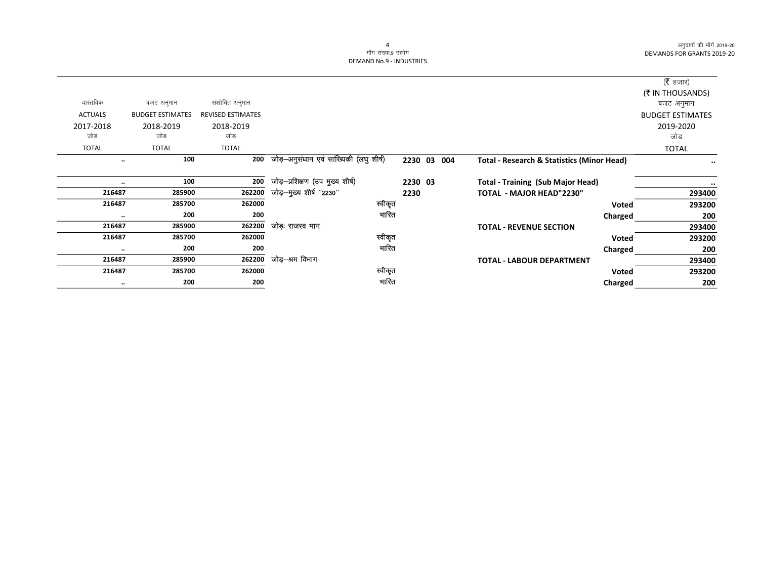| वास्तविक ACTUALS 2017-2018 जोड़ TOTAL | बजट अनुमान BUDGET ESTIMATES 2018-2019 जोड़ TOTAL | संशोधित अनुमान REVISED ESTIMATES 2018-2019 जोड़ TOTAL | | | | (₹ हजार) (₹ IN THOUSANDS) बजट अनुमान BUDGET ESTIMATES 2019-2020 जोड़ TOTAL |
|---|---|---|---|---|---|---|
| .. | 100 | 200 | जोड़–अनुसंधान एवं सांख्यिकी (लघु शीर्ष) | 2230 03 004 | Total - Research & Statistics (Minor Head) | .. |
| .. | 100 | 200 | जोड़–प्रशिक्षण (उप मुख्य शीर्ष) | 2230 03 | Total - Training (Sub Major Head) | .. |
| 216487 | 285900 | 262200 | जोड़–मुख्य शीर्ष "2230" | 2230 | TOTAL - MAJOR HEAD"2230" | 293400 |
| 216487 | 285700 | 262000 | स्वीकृत | | Voted | 293200 |
| .. | 200 | 200 | भारित | | Charged | 200 |
| 216487 | 285900 | 262200 | जोड़: राजस्व भाग | | TOTAL - REVENUE SECTION | 293400 |
| 216487 | 285700 | 262000 | स्वीकृत | | Voted | 293200 |
| .. | 200 | 200 | भारित | | Charged | 200 |
| 216487 | 285900 | 262200 | जोड़–श्रम विभाग | | TOTAL - LABOUR DEPARTMENT | 293400 |
| 216487 | 285700 | 262000 | स्वीकृत | | Voted | 293200 |
| .. | 200 | 200 | भारित | | Charged | 200 |